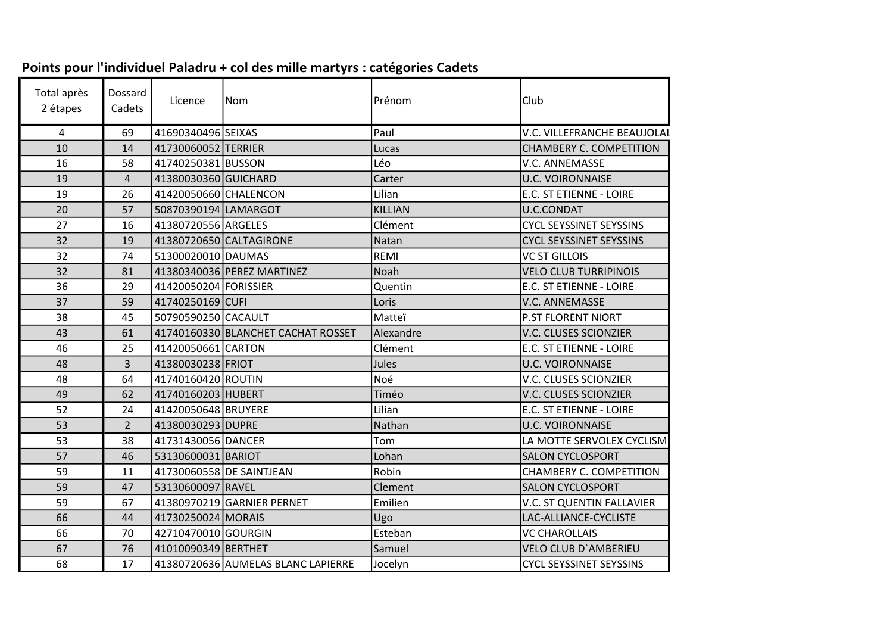**Points pour l'individuel Paladru + col des mille martyrs : catégories Cadets**

| Total après 2 étapes | Dossard Cadets | Licence | Nom | Prénom | Club |
|---|---|---|---|---|---|
| 4 | 69 | 41690340496 | SEIXAS | Paul | V.C. VILLEFRANCHE BEAUJOLAI |
| 10 | 14 | 41730060052 | TERRIER | Lucas | CHAMBERY C. COMPETITION |
| 16 | 58 | 41740250381 | BUSSON | Léo | V.C. ANNEMASSE |
| 19 | 4 | 41380030360 | GUICHARD | Carter | U.C. VOIRONNAISE |
| 19 | 26 | 41420050660 | CHALENCON | Lilian | E.C. ST ETIENNE - LOIRE |
| 20 | 57 | 50870390194 | LAMARGOT | KILLIAN | U.C.CONDAT |
| 27 | 16 | 41380720556 | ARGELES | Clément | CYCL SEYSSINET SEYSSINS |
| 32 | 19 | 41380720650 | CALTAGIRONE | Natan | CYCL SEYSSINET SEYSSINS |
| 32 | 74 | 51300020010 | DAUMAS | REMI | VC ST GILLOIS |
| 32 | 81 | 41380340036 | PEREZ MARTINEZ | Noah | VELO CLUB TURRIPINOIS |
| 36 | 29 | 41420050204 | FORISSIER | Quentin | E.C. ST ETIENNE - LOIRE |
| 37 | 59 | 41740250169 | CUFI | Loris | V.C. ANNEMASSE |
| 38 | 45 | 50790590250 | CACAULT | Matteï | P.ST FLORENT NIORT |
| 43 | 61 | 41740160330 | BLANCHET CACHAT ROSSET | Alexandre | V.C. CLUSES SCIONZIER |
| 46 | 25 | 41420050661 | CARTON | Clément | E.C. ST ETIENNE - LOIRE |
| 48 | 3 | 41380030238 | FRIOT | Jules | U.C. VOIRONNAISE |
| 48 | 64 | 41740160420 | ROUTIN | Noé | V.C. CLUSES SCIONZIER |
| 49 | 62 | 41740160203 | HUBERT | Timéo | V.C. CLUSES SCIONZIER |
| 52 | 24 | 41420050648 | BRUYERE | Lilian | E.C. ST ETIENNE - LOIRE |
| 53 | 2 | 41380030293 | DUPRE | Nathan | U.C. VOIRONNAISE |
| 53 | 38 | 41731430056 | DANCER | Tom | LA MOTTE SERVOLEX CYCLISM |
| 57 | 46 | 53130600031 | BARIOT | Lohan | SALON CYCLOSPORT |
| 59 | 11 | 41730060558 | DE SAINTJEAN | Robin | CHAMBERY C. COMPETITION |
| 59 | 47 | 53130600097 | RAVEL | Clement | SALON CYCLOSPORT |
| 59 | 67 | 41380970219 | GARNIER PERNET | Emilien | V.C. ST QUENTIN FALLAVIER |
| 66 | 44 | 41730250024 | MORAIS | Ugo | LAC-ALLIANCE-CYCLISTE |
| 66 | 70 | 42710470010 | GOURGIN | Esteban | VC CHAROLLAIS |
| 67 | 76 | 41010090349 | BERTHET | Samuel | VELO CLUB D`AMBERIEU |
| 68 | 17 | 41380720636 | AUMELAS BLANC LAPIERRE | Jocelyn | CYCL SEYSSINET SEYSSINS |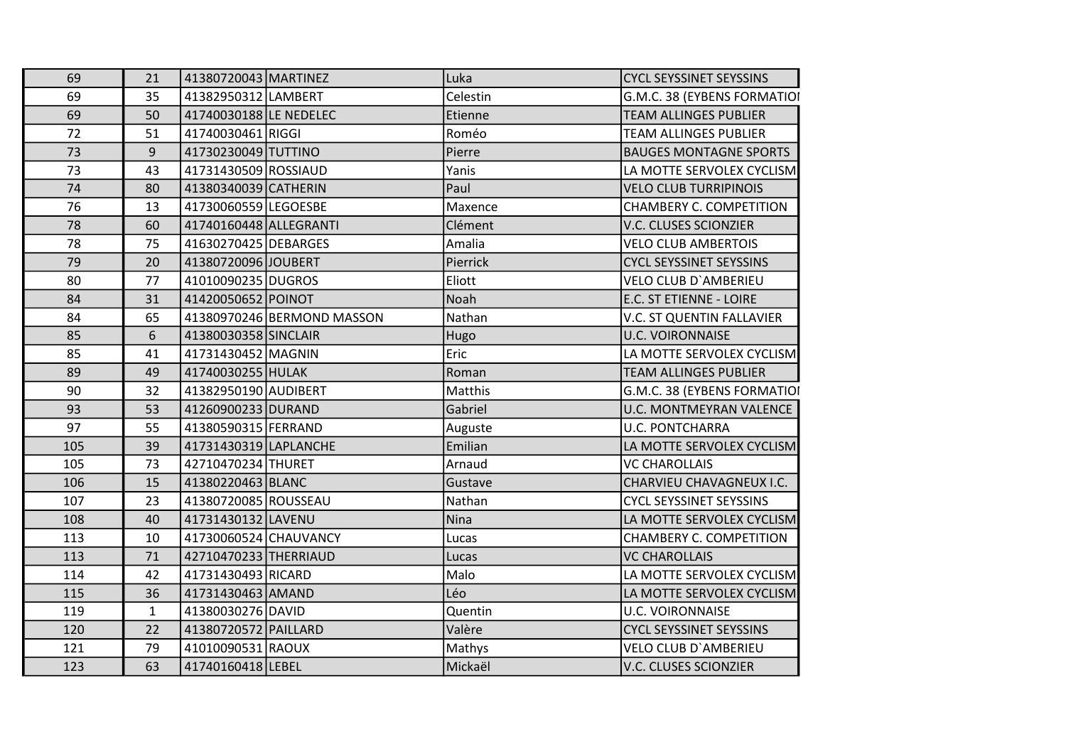| | | | | | |
|---|---|---|---|---|---|
| 69 | 21 | 41380720043 | MARTINEZ | Luka | CYCL SEYSSINET SEYSSINS |
| 69 | 35 | 41382950312 | LAMBERT | Celestin | G.M.C. 38 (EYBENS FORMATIOI |
| 69 | 50 | 41740030188 | LE NEDELEC | Etienne | TEAM ALLINGES PUBLIER |
| 72 | 51 | 41740030461 | RIGGI | Roméo | TEAM ALLINGES PUBLIER |
| 73 | 9 | 41730230049 | TUTTINO | Pierre | BAUGES MONTAGNE SPORTS |
| 73 | 43 | 41731430509 | ROSSIAUD | Yanis | LA MOTTE SERVOLEX CYCLISM |
| 74 | 80 | 41380340039 | CATHERIN | Paul | VELO CLUB TURRIPINOIS |
| 76 | 13 | 41730060559 | LEGOESBE | Maxence | CHAMBERY C. COMPETITION |
| 78 | 60 | 41740160448 | ALLEGRANTI | Clément | V.C. CLUSES SCIONZIER |
| 78 | 75 | 41630270425 | DEBARGES | Amalia | VELO CLUB AMBERTOIS |
| 79 | 20 | 41380720096 | JOUBERT | Pierrick | CYCL SEYSSINET SEYSSINS |
| 80 | 77 | 41010090235 | DUGROS | Eliott | VELO CLUB D`AMBERIEU |
| 84 | 31 | 41420050652 | POINOT | Noah | E.C. ST ETIENNE - LOIRE |
| 84 | 65 | 41380970246 | BERMOND MASSON | Nathan | V.C. ST QUENTIN FALLAVIER |
| 85 | 6 | 41380030358 | SINCLAIR | Hugo | U.C. VOIRONNAISE |
| 85 | 41 | 41731430452 | MAGNIN | Eric | LA MOTTE SERVOLEX CYCLISM |
| 89 | 49 | 41740030255 | HULAK | Roman | TEAM ALLINGES PUBLIER |
| 90 | 32 | 41382950190 | AUDIBERT | Matthis | G.M.C. 38 (EYBENS FORMATIOI |
| 93 | 53 | 41260900233 | DURAND | Gabriel | U.C. MONTMEYRAN VALENCE |
| 97 | 55 | 41380590315 | FERRAND | Auguste | U.C. PONTCHARRA |
| 105 | 39 | 41731430319 | LAPLANCHE | Emilian | LA MOTTE SERVOLEX CYCLISM |
| 105 | 73 | 42710470234 | THURET | Arnaud | VC CHAROLLAIS |
| 106 | 15 | 41380220463 | BLANC | Gustave | CHARVIEU CHAVAGNEUX I.C. |
| 107 | 23 | 41380720085 | ROUSSEAU | Nathan | CYCL SEYSSINET SEYSSINS |
| 108 | 40 | 41731430132 | LAVENU | Nina | LA MOTTE SERVOLEX CYCLISM |
| 113 | 10 | 41730060524 | CHAUVANCY | Lucas | CHAMBERY C. COMPETITION |
| 113 | 71 | 42710470233 | THERRIAUD | Lucas | VC CHAROLLAIS |
| 114 | 42 | 41731430493 | RICARD | Malo | LA MOTTE SERVOLEX CYCLISM |
| 115 | 36 | 41731430463 | AMAND | Léo | LA MOTTE SERVOLEX CYCLISM |
| 119 | 1 | 41380030276 | DAVID | Quentin | U.C. VOIRONNAISE |
| 120 | 22 | 41380720572 | PAILLARD | Valère | CYCL SEYSSINET SEYSSINS |
| 121 | 79 | 41010090531 | RAOUX | Mathys | VELO CLUB D`AMBERIEU |
| 123 | 63 | 41740160418 | LEBEL | Mickaël | V.C. CLUSES SCIONZIER |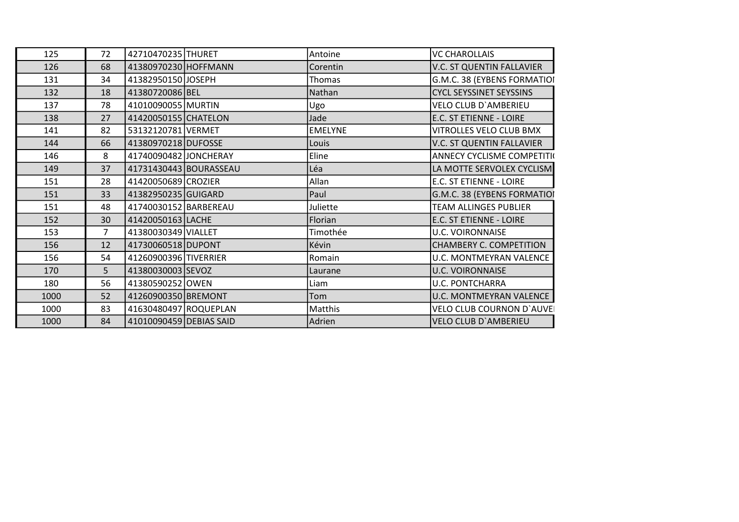| | | | | | |
|---|---|---|---|---|---|
| 125 | 72 | 42710470235 | THURET | Antoine | VC CHAROLLAIS |
| 126 | 68 | 41380970230 | HOFFMANN | Corentin | V.C. ST QUENTIN FALLAVIER |
| 131 | 34 | 41382950150 | JOSEPH | Thomas | G.M.C. 38 (EYBENS FORMATIOI |
| 132 | 18 | 41380720086 | BEL | Nathan | CYCL SEYSSINET SEYSSINS |
| 137 | 78 | 41010090055 | MURTIN | Ugo | VELO CLUB D`AMBERIEU |
| 138 | 27 | 41420050155 | CHATELON | Jade | E.C. ST ETIENNE - LOIRE |
| 141 | 82 | 53132120781 | VERMET | EMELYNE | VITROLLES VELO CLUB BMX |
| 144 | 66 | 41380970218 | DUFOSSE | Louis | V.C. ST QUENTIN FALLAVIER |
| 146 | 8 | 41740090482 | JONCHERAY | Eline | ANNECY CYCLISME COMPETITI |
| 149 | 37 | 41731430443 | BOURASSEAU | Léa | LA MOTTE SERVOLEX CYCLISM |
| 151 | 28 | 41420050689 | CROZIER | Allan | E.C. ST ETIENNE - LOIRE |
| 151 | 33 | 41382950235 | GUIGARD | Paul | G.M.C. 38 (EYBENS FORMATIOI |
| 151 | 48 | 41740030152 | BARBEREAU | Juliette | TEAM ALLINGES PUBLIER |
| 152 | 30 | 41420050163 | LACHE | Florian | E.C. ST ETIENNE - LOIRE |
| 153 | 7 | 41380030349 | VIALLET | Timothée | U.C. VOIRONNAISE |
| 156 | 12 | 41730060518 | DUPONT | Kévin | CHAMBERY C. COMPETITION |
| 156 | 54 | 41260900396 | TIVERRIER | Romain | U.C. MONTMEYRAN VALENCE |
| 170 | 5 | 41380030003 | SEVOZ | Laurane | U.C. VOIRONNAISE |
| 180 | 56 | 41380590252 | OWEN | Liam | U.C. PONTCHARRA |
| 1000 | 52 | 41260900350 | BREMONT | Tom | U.C. MONTMEYRAN VALENCE |
| 1000 | 83 | 41630480497 | ROQUEPLAN | Matthis | VELO CLUB COURNON D`AUVEI |
| 1000 | 84 | 41010090459 | DEBIAS SAID | Adrien | VELO CLUB D`AMBERIEU |